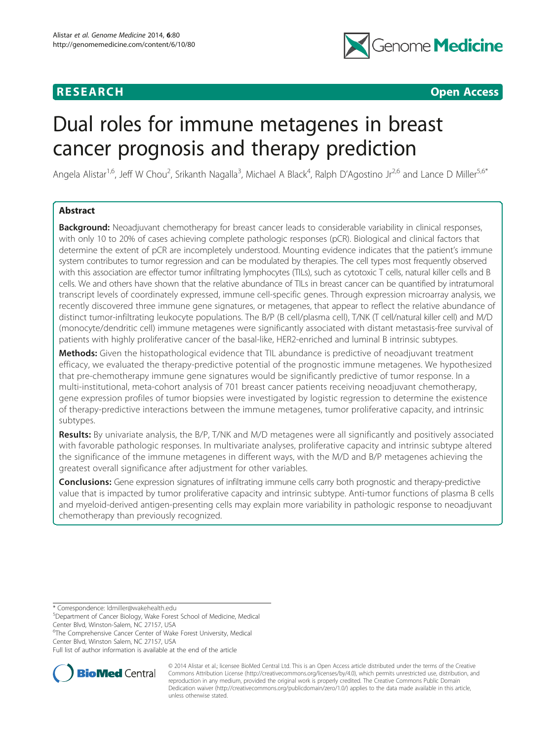RESEARCH **Open Access**

# Dual roles for immune metagenes in breast cancer prognosis and therapy prediction

Angela Alistar[1,6], Jeff W Chou[2], Srikanth Nagalla[3], Michael A Black[4], Ralph D'Agostino Jr[2,6] and Lance D Miller[5,6*]

## Abstract

**Background:** Neoadjuvant chemotherapy for breast cancer leads to considerable variability in clinical responses, with only 10 to 20% of cases achieving complete pathologic responses (pCR). Biological and clinical factors that determine the extent of pCR are incompletely understood. Mounting evidence indicates that the patient's immune system contributes to tumor regression and can be modulated by therapies. The cell types most frequently observed with this association are effector tumor infiltrating lymphocytes (TILs), such as cytotoxic T cells, natural killer cells and B cells. We and others have shown that the relative abundance of TILs in breast cancer can be quantified by intratumoral transcript levels of coordinately expressed, immune cell-specific genes. Through expression microarray analysis, we recently discovered three immune gene signatures, or metagenes, that appear to reflect the relative abundance of distinct tumor-infiltrating leukocyte populations. The B/P (B cell/plasma cell), T/NK (T cell/natural killer cell) and M/D (monocyte/dendritic cell) immune metagenes were significantly associated with distant metastasis-free survival of patients with highly proliferative cancer of the basal-like, HER2-enriched and luminal B intrinsic subtypes.

**Methods:** Given the histopathological evidence that TIL abundance is predictive of neoadjuvant treatment efficacy, we evaluated the therapy-predictive potential of the prognostic immune metagenes. We hypothesized that pre-chemotherapy immune gene signatures would be significantly predictive of tumor response. In a multi-institutional, meta-cohort analysis of 701 breast cancer patients receiving neoadjuvant chemotherapy, gene expression profiles of tumor biopsies were investigated by logistic regression to determine the existence of therapy-predictive interactions between the immune metagenes, tumor proliferative capacity, and intrinsic subtypes.

**Results:** By univariate analysis, the B/P, T/NK and M/D metagenes were all significantly and positively associated with favorable pathologic responses. In multivariate analyses, proliferative capacity and intrinsic subtype altered the significance of the immune metagenes in different ways, with the M/D and B/P metagenes achieving the greatest overall significance after adjustment for other variables.

**Conclusions:** Gene expression signatures of infiltrating immune cells carry both prognostic and therapy-predictive value that is impacted by tumor proliferative capacity and intrinsic subtype. Anti-tumor functions of plasma B cells and myeloid-derived antigen-presenting cells may explain more variability in pathologic response to neoadjuvant chemotherapy than previously recognized.

\* Correspondence: ldmiller@wakehealth.edu

[5]Department of Cancer Biology, Wake Forest School of Medicine, Medical Center Blvd, Winston-Salem, NC 27157, USA

[6]The Comprehensive Cancer Center of Wake Forest University, Medical Center Blvd, Winston Salem, NC 27157, USA

Full list of author information is available at the end of the article

© 2014 Alistar et al.; licensee BioMed Central Ltd. This is an Open Access article distributed under the terms of the Creative Commons Attribution License (http://creativecommons.org/licenses/by/4.0), which permits unrestricted use, distribution, and reproduction in any medium, provided the original work is properly credited. The Creative Commons Public Domain Dedication waiver (http://creativecommons.org/publicdomain/zero/1.0/) applies to the data made available in this article, unless otherwise stated.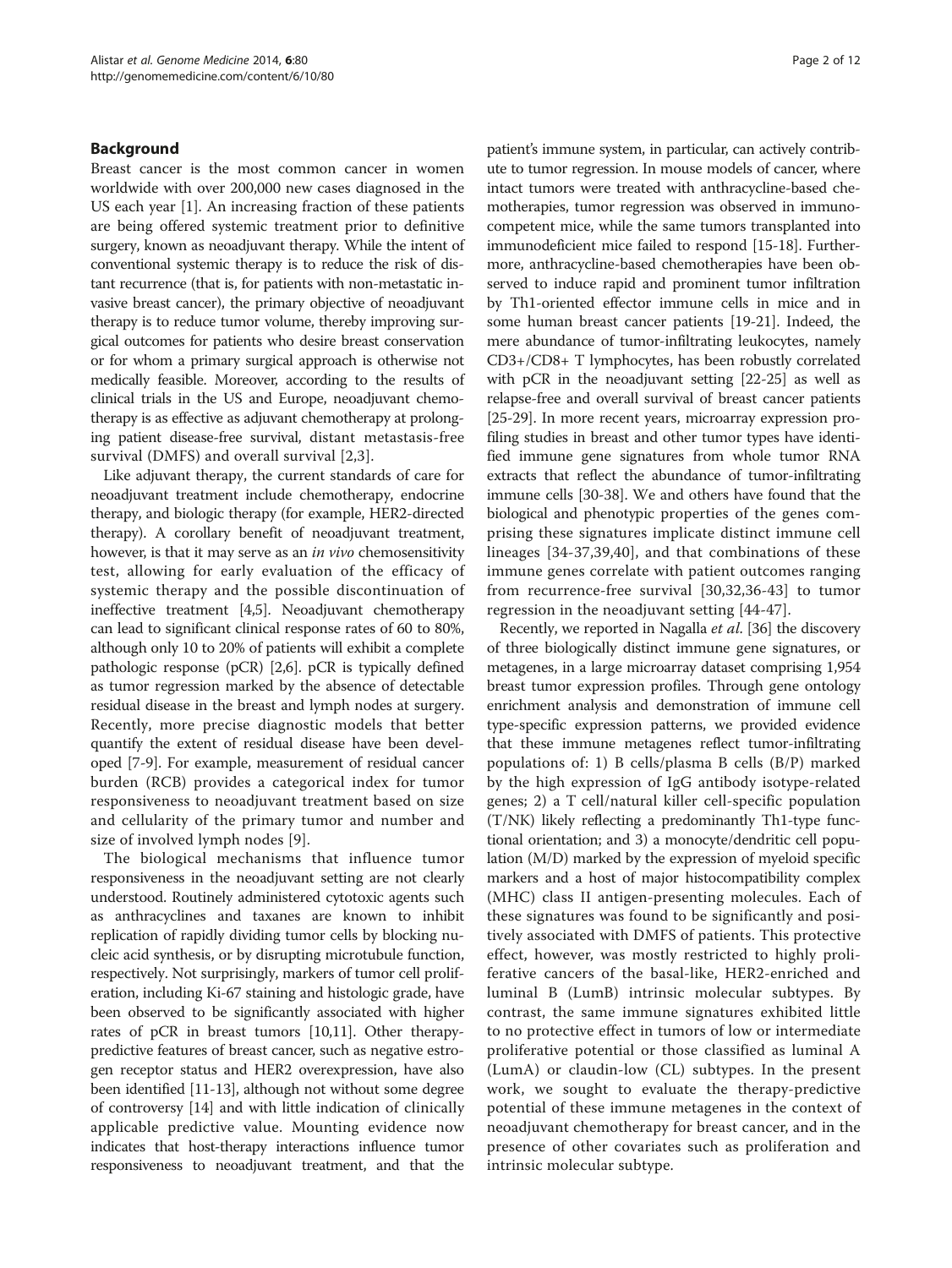## Background

Breast cancer is the most common cancer in women worldwide with over 200,000 new cases diagnosed in the US each year [1]. An increasing fraction of these patients are being offered systemic treatment prior to definitive surgery, known as neoadjuvant therapy. While the intent of conventional systemic therapy is to reduce the risk of distant recurrence (that is, for patients with non-metastatic invasive breast cancer), the primary objective of neoadjuvant therapy is to reduce tumor volume, thereby improving surgical outcomes for patients who desire breast conservation or for whom a primary surgical approach is otherwise not medically feasible. Moreover, according to the results of clinical trials in the US and Europe, neoadjuvant chemotherapy is as effective as adjuvant chemotherapy at prolonging patient disease-free survival, distant metastasis-free survival (DMFS) and overall survival [2,3].

Like adjuvant therapy, the current standards of care for neoadjuvant treatment include chemotherapy, endocrine therapy, and biologic therapy (for example, HER2-directed therapy). A corollary benefit of neoadjuvant treatment, however, is that it may serve as an *in vivo* chemosensitivity test, allowing for early evaluation of the efficacy of systemic therapy and the possible discontinuation of ineffective treatment [4,5]. Neoadjuvant chemotherapy can lead to significant clinical response rates of 60 to 80%, although only 10 to 20% of patients will exhibit a complete pathologic response (pCR) [2,6]. pCR is typically defined as tumor regression marked by the absence of detectable residual disease in the breast and lymph nodes at surgery. Recently, more precise diagnostic models that better quantify the extent of residual disease have been developed [7-9]. For example, measurement of residual cancer burden (RCB) provides a categorical index for tumor responsiveness to neoadjuvant treatment based on size and cellularity of the primary tumor and number and size of involved lymph nodes [9].

The biological mechanisms that influence tumor responsiveness in the neoadjuvant setting are not clearly understood. Routinely administered cytotoxic agents such as anthracyclines and taxanes are known to inhibit replication of rapidly dividing tumor cells by blocking nucleic acid synthesis, or by disrupting microtubule function, respectively. Not surprisingly, markers of tumor cell proliferation, including Ki-67 staining and histologic grade, have been observed to be significantly associated with higher rates of pCR in breast tumors [10,11]. Other therapy-predictive features of breast cancer, such as negative estrogen receptor status and HER2 overexpression, have also been identified [11-13], although not without some degree of controversy [14] and with little indication of clinically applicable predictive value. Mounting evidence now indicates that host-therapy interactions influence tumor responsiveness to neoadjuvant treatment, and that the patient's immune system, in particular, can actively contribute to tumor regression. In mouse models of cancer, where intact tumors were treated with anthracycline-based chemotherapies, tumor regression was observed in immunocompetent mice, while the same tumors transplanted into immunodeficient mice failed to respond [15-18]. Furthermore, anthracycline-based chemotherapies have been observed to induce rapid and prominent tumor infiltration by Th1-oriented effector immune cells in mice and in some human breast cancer patients [19-21]. Indeed, the mere abundance of tumor-infiltrating leukocytes, namely CD3+/CD8+ T lymphocytes, has been robustly correlated with pCR in the neoadjuvant setting [22-25] as well as relapse-free and overall survival of breast cancer patients [25-29]. In more recent years, microarray expression profiling studies in breast and other tumor types have identified immune gene signatures from whole tumor RNA extracts that reflect the abundance of tumor-infiltrating immune cells [30-38]. We and others have found that the biological and phenotypic properties of the genes comprising these signatures implicate distinct immune cell lineages [34-37,39,40], and that combinations of these immune genes correlate with patient outcomes ranging from recurrence-free survival [30,32,36-43] to tumor regression in the neoadjuvant setting [44-47].

Recently, we reported in Nagalla *et al*. [36] the discovery of three biologically distinct immune gene signatures, or metagenes, in a large microarray dataset comprising 1,954 breast tumor expression profiles. Through gene ontology enrichment analysis and demonstration of immune cell type-specific expression patterns, we provided evidence that these immune metagenes reflect tumor-infiltrating populations of: 1) B cells/plasma B cells (B/P) marked by the high expression of IgG antibody isotype-related genes; 2) a T cell/natural killer cell-specific population (T/NK) likely reflecting a predominantly Th1-type functional orientation; and 3) a monocyte/dendritic cell population (M/D) marked by the expression of myeloid specific markers and a host of major histocompatibility complex (MHC) class II antigen-presenting molecules. Each of these signatures was found to be significantly and positively associated with DMFS of patients. This protective effect, however, was mostly restricted to highly proliferative cancers of the basal-like, HER2-enriched and luminal B (LumB) intrinsic molecular subtypes. By contrast, the same immune signatures exhibited little to no protective effect in tumors of low or intermediate proliferative potential or those classified as luminal A (LumA) or claudin-low (CL) subtypes. In the present work, we sought to evaluate the therapy-predictive potential of these immune metagenes in the context of neoadjuvant chemotherapy for breast cancer, and in the presence of other covariates such as proliferation and intrinsic molecular subtype.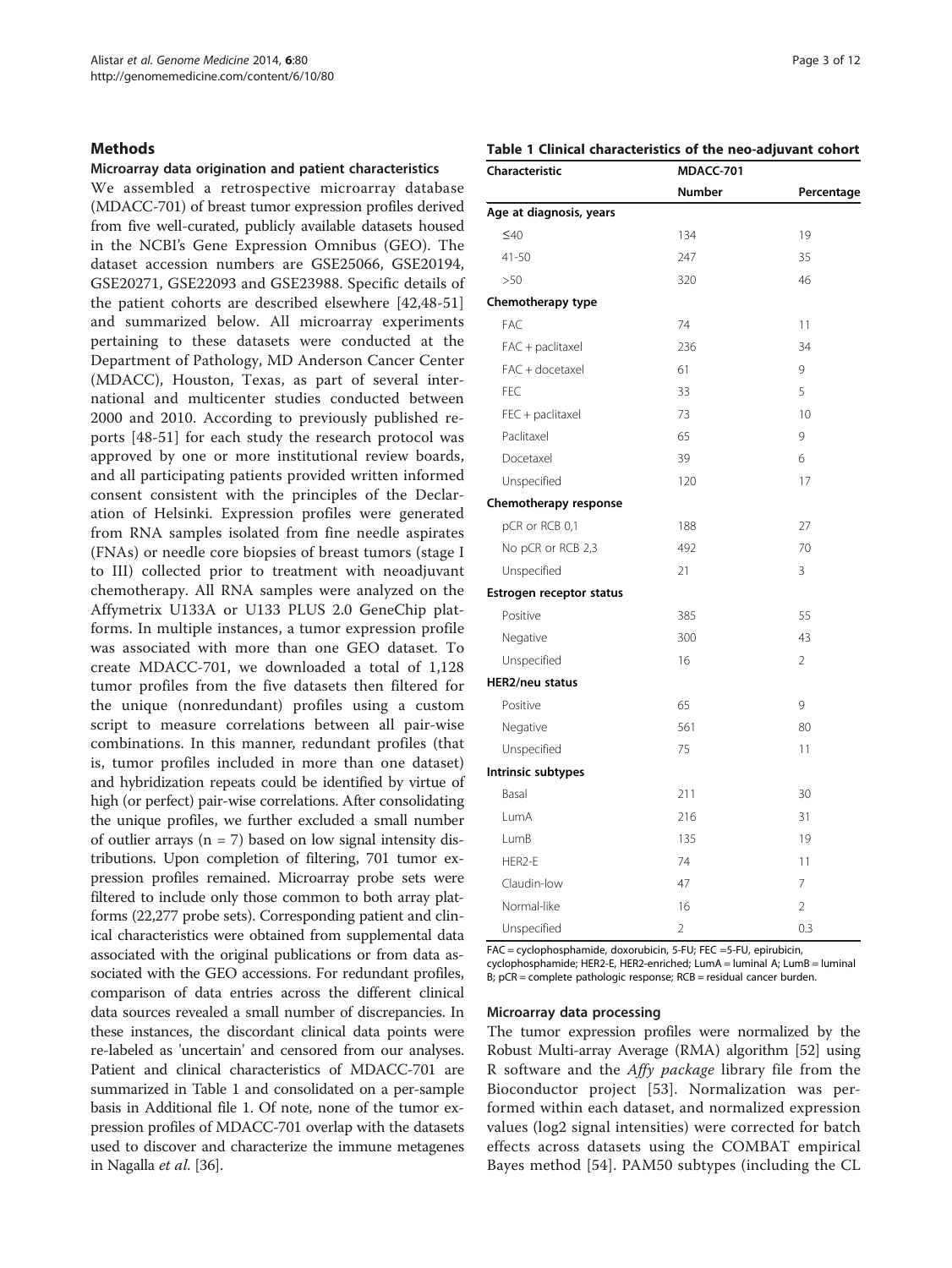## Methods

### Microarray data origination and patient characteristics

We assembled a retrospective microarray database (MDACC-701) of breast tumor expression profiles derived from five well-curated, publicly available datasets housed in the NCBI's Gene Expression Omnibus (GEO). The dataset accession numbers are GSE25066, GSE20194, GSE20271, GSE22093 and GSE23988. Specific details of the patient cohorts are described elsewhere [42,48-51] and summarized below. All microarray experiments pertaining to these datasets were conducted at the Department of Pathology, MD Anderson Cancer Center (MDACC), Houston, Texas, as part of several international and multicenter studies conducted between 2000 and 2010. According to previously published reports [48-51] for each study the research protocol was approved by one or more institutional review boards, and all participating patients provided written informed consent consistent with the principles of the Declaration of Helsinki. Expression profiles were generated from RNA samples isolated from fine needle aspirates (FNAs) or needle core biopsies of breast tumors (stage I to III) collected prior to treatment with neoadjuvant chemotherapy. All RNA samples were analyzed on the Affymetrix U133A or U133 PLUS 2.0 GeneChip platforms. In multiple instances, a tumor expression profile was associated with more than one GEO dataset. To create MDACC-701, we downloaded a total of 1,128 tumor profiles from the five datasets then filtered for the unique (nonredundant) profiles using a custom script to measure correlations between all pair-wise combinations. In this manner, redundant profiles (that is, tumor profiles included in more than one dataset) and hybridization repeats could be identified by virtue of high (or perfect) pair-wise correlations. After consolidating the unique profiles, we further excluded a small number of outlier arrays (n = 7) based on low signal intensity distributions. Upon completion of filtering, 701 tumor expression profiles remained. Microarray probe sets were filtered to include only those common to both array platforms (22,277 probe sets). Corresponding patient and clinical characteristics were obtained from supplemental data associated with the original publications or from data associated with the GEO accessions. For redundant profiles, comparison of data entries across the different clinical data sources revealed a small number of discrepancies. In these instances, the discordant clinical data points were re-labeled as 'uncertain' and censored from our analyses. Patient and clinical characteristics of MDACC-701 are summarized in Table 1 and consolidated on a per-sample basis in Additional file 1. Of note, none of the tumor expression profiles of MDACC-701 overlap with the datasets used to discover and characterize the immune metagenes in Nagalla *et al.* [36].

**Table 1 Clinical characteristics of the neo-adjuvant cohort**

| Characteristic | MDACC-701 | |
|---|---|---|
| | **Number** | **Percentage** |
| **Age at diagnosis, years** | | |
| ≤40 | 134 | 19 |
| 41-50 | 247 | 35 |
| >50 | 320 | 46 |
| **Chemotherapy type** | | |
| FAC | 74 | 11 |
| FAC + paclitaxel | 236 | 34 |
| FAC + docetaxel | 61 | 9 |
| FEC | 33 | 5 |
| FEC + paclitaxel | 73 | 10 |
| Paclitaxel | 65 | 9 |
| Docetaxel | 39 | 6 |
| Unspecified | 120 | 17 |
| **Chemotherapy response** | | |
| pCR or RCB 0,1 | 188 | 27 |
| No pCR or RCB 2,3 | 492 | 70 |
| Unspecified | 21 | 3 |
| **Estrogen receptor status** | | |
| Positive | 385 | 55 |
| Negative | 300 | 43 |
| Unspecified | 16 | 2 |
| **HER2/neu status** | | |
| Positive | 65 | 9 |
| Negative | 561 | 80 |
| Unspecified | 75 | 11 |
| **Intrinsic subtypes** | | |
| Basal | 211 | 30 |
| LumA | 216 | 31 |
| LumB | 135 | 19 |
| HER2-E | 74 | 11 |
| Claudin-low | 47 | 7 |
| Normal-like | 16 | 2 |
| Unspecified | 2 | 0.3 |

FAC = cyclophosphamide, doxorubicin, 5-FU; FEC =5-FU, epirubicin, cyclophosphamide; HER2-E, HER2-enriched; LumA = luminal A; LumB = luminal B; pCR = complete pathologic response; RCB = residual cancer burden.

### Microarray data processing

The tumor expression profiles were normalized by the Robust Multi-array Average (RMA) algorithm [52] using R software and the *Affy package* library file from the Bioconductor project [53]. Normalization was performed within each dataset, and normalized expression values (log2 signal intensities) were corrected for batch effects across datasets using the COMBAT empirical Bayes method [54]. PAM50 subtypes (including the CL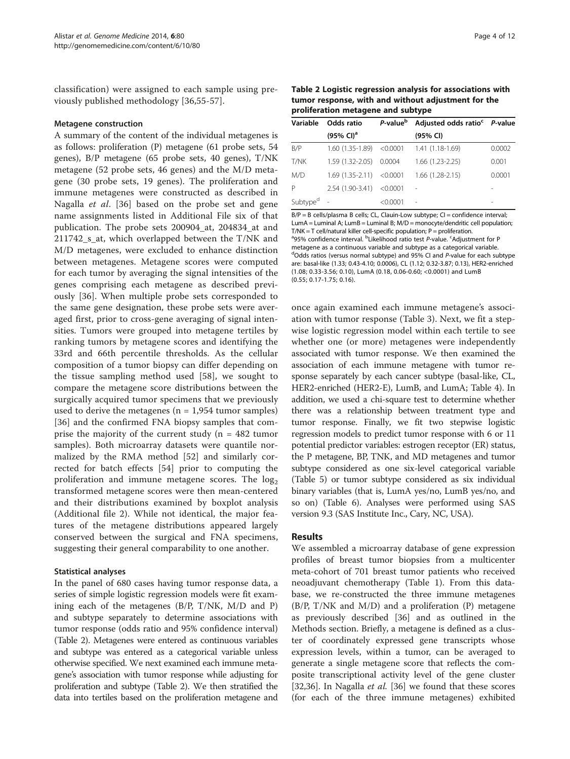classification) were assigned to each sample using previously published methodology [36,55-57].

### Metagene construction

A summary of the content of the individual metagenes is as follows: proliferation (P) metagene (61 probe sets, 54 genes), B/P metagene (65 probe sets, 40 genes), T/NK metagene (52 probe sets, 46 genes) and the M/D metagene (30 probe sets, 19 genes). The proliferation and immune metagenes were constructed as described in Nagalla *et al.* [36] based on the probe set and gene name assignments listed in Additional File six of that publication. The probe sets 200904_at, 204834_at and 211742_s_at, which overlapped between the T/NK and M/D metagenes, were excluded to enhance distinction between metagenes. Metagene scores were computed for each tumor by averaging the signal intensities of the genes comprising each metagene as described previously [36]. When multiple probe sets corresponded to the same gene designation, these probe sets were averaged first, prior to cross-gene averaging of signal intensities. Tumors were grouped into metagene tertiles by ranking tumors by metagene scores and identifying the 33rd and 66th percentile thresholds. As the cellular composition of a tumor biopsy can differ depending on the tissue sampling method used [58], we sought to compare the metagene score distributions between the surgically acquired tumor specimens that we previously used to derive the metagenes (n = 1,954 tumor samples) [36] and the confirmed FNA biopsy samples that comprise the majority of the current study (n = 482 tumor samples). Both microarray datasets were quantile normalized by the RMA method [52] and similarly corrected for batch effects [54] prior to computing the proliferation and immune metagene scores. The $\log_2$ transformed metagene scores were then mean-centered and their distributions examined by boxplot analysis (Additional file 2). While not identical, the major features of the metagene distributions appeared largely conserved between the surgical and FNA specimens, suggesting their general comparability to one another.

### Statistical analyses

In the panel of 680 cases having tumor response data, a series of simple logistic regression models were fit examining each of the metagenes (B/P, T/NK, M/D and P) and subtype separately to determine associations with tumor response (odds ratio and 95% confidence interval) (Table 2). Metagenes were entered as continuous variables and subtype was entered as a categorical variable unless otherwise specified. We next examined each immune metagene's association with tumor response while adjusting for proliferation and subtype (Table 2). We then stratified the data into tertiles based on the proliferation metagene and

**Table 2 Logistic regression analysis for associations with tumor response, with and without adjustment for the proliferation metagene and subtype**

| Variable | Odds ratio (95% CI)[a] | *P*-value[b] | Adjusted odds ratio[c] (95% CI) | *P*-value |
|---|---|---|---|---|
| B/P | 1.60 (1.35-1.89) | <0.0001 | 1.41 (1.18-1.69) | 0.0002 |
| T/NK | 1.59 (1.32-2.05) | 0.0004 | 1.66 (1.23-2.25) | 0.001 |
| M/D | 1.69 (1.35-2.11) | <0.0001 | 1.66 (1.28-2.15) | 0.0001 |
| P | 2.54 (1.90-3.41) | <0.0001 | - | - |
| Subtype[d] | - | <0.0001 | - | - |

B/P = B cells/plasma B cells; CL, Clauin-Low subtype; CI = confidence interval; LumA = Luminal A; LumB = Luminal B; M/D = monocyte/dendritic cell population; T/NK = T cell/natural killer cell-specific population; P = proliferation.
[a]95% confidence interval. [b]Likelihood ratio test *P*-value. [c]Adjustment for P metagene as a continuous variable and subtype as a categorical variable.
[d]Odds ratios (versus normal subtype) and 95% CI and *P*-value for each subtype are: basal-like (1.33; 0.43-4.10; 0.0006), CL (1.12; 0.32-3.87; 0.13), HER2-enriched (1.08; 0.33-3.56; 0.10), LumA (0.18, 0.06-0.60; <0.0001) and LumB (0.55; 0.17-1.75; 0.16).

once again examined each immune metagene's association with tumor response (Table 3). Next, we fit a stepwise logistic regression model within each tertile to see whether one (or more) metagenes were independently associated with tumor response. We then examined the association of each immune metagene with tumor response separately by each cancer subtype (basal-like, CL, HER2-enriched (HER2-E), LumB, and LumA; Table 4). In addition, we used a chi-square test to determine whether there was a relationship between treatment type and tumor response. Finally, we fit two stepwise logistic regression models to predict tumor response with 6 or 11 potential predictor variables: estrogen receptor (ER) status, the P metagene, BP, TNK, and MD metagenes and tumor subtype considered as one six-level categorical variable (Table 5) or tumor subtype considered as six individual binary variables (that is, LumA yes/no, LumB yes/no, and so on) (Table 6). Analyses were performed using SAS version 9.3 (SAS Institute Inc., Cary, NC, USA).

## Results

We assembled a microarray database of gene expression profiles of breast tumor biopsies from a multicenter meta-cohort of 701 breast tumor patients who received neoadjuvant chemotherapy (Table 1). From this database, we re-constructed the three immune metagenes (B/P, T/NK and M/D) and a proliferation (P) metagene as previously described [36] and as outlined in the Methods section. Briefly, a metagene is defined as a cluster of coordinately expressed gene transcripts whose expression levels, within a tumor, can be averaged to generate a single metagene score that reflects the composite transcriptional activity level of the gene cluster [32,36]. In Nagalla *et al.* [36] we found that these scores (for each of the three immune metagenes) exhibited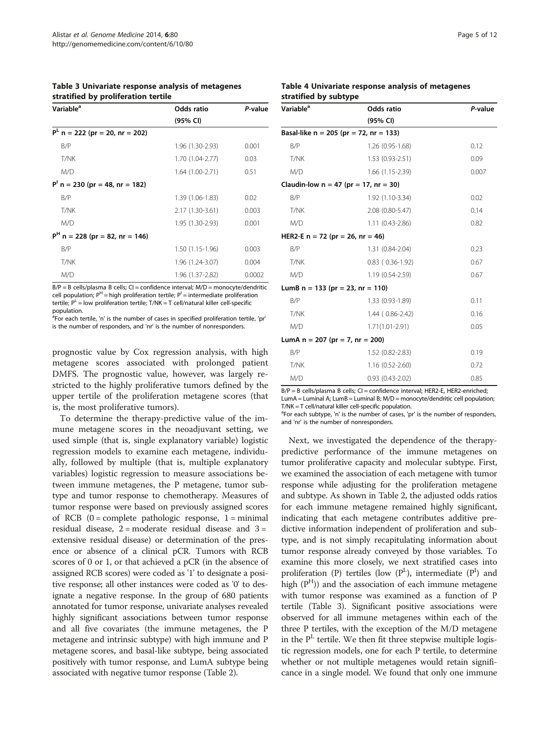**Table 3 Univariate response analysis of metagenes stratified by proliferation tertile**

| Variable[a] | Odds ratio (95% CI) | *P*-value |
|---|---|---|
| $P^L$ n = 222 (pr = 20, nr = 202) | | |
| B/P | 1.96 (1.30-2.93) | 0.001 |
| T/NK | 1.70 (1.04-2.77) | 0.03 |
| M/D | 1.64 (1.00-2.71) | 0.51 |
| $P^I$ n = 230 (pr = 48, nr = 182) | | |
| B/P | 1.39 (1.06-1.83) | 0.02 |
| T/NK | 2.17 (1.30-3.61) | 0.003 |
| M/D | 1.95 (1.30-2.93) | 0.001 |
| $P^H$ n = 228 (pr = 82, nr = 146) | | |
| B/P | 1.50 (1.15-1.96) | 0.003 |
| T/NK | 1.96 (1.24-3.07) | 0.004 |
| M/D | 1.96 (1.37-2.82) | 0.0002 |

B/P = B cells/plasma B cells; CI = confidence interval; M/D = monocyte/dendritic cell population; $P^H$ = high proliferation tertile; $P^I$ = intermediate proliferation tertile; $P^L$ = low proliferation tertile; T/NK = T cell/natural killer cell-specific population.
[a]For each tertile, 'n' is the number of cases in specified proliferation tertile, 'pr' is the number of responders, and 'nr' is the number of nonresponders.

**Table 4 Univariate response analysis of metagenes stratified by subtype**

| Variable[a] | Odds ratio (95% CI) | *P*-value |
|---|---|---|
| Basal-like n = 205 (pr = 72, nr = 133) | | |
| B/P | 1.26 (0.95-1.68) | 0.12 |
| T/NK | 1.53 (0.93-2.51) | 0.09 |
| M/D | 1.66 (1.15-2.39) | 0.007 |
| Claudin-low n = 47 (pr = 17, nr = 30) | | |
| B/P | 1.92 (1.10-3.34) | 0.02 |
| T/NK | 2.08 (0.80-5.47) | 0.14 |
| M/D | 1.11 (0.43-2.86) | 0.82 |
| HER2-E n = 72 (pr = 26, nr = 46) | | |
| B/P | 1.31 (0.84-2.04) | 0.23 |
| T/NK | 0.83 ( 0.36-1.92) | 0.67 |
| M/D | 1.19 (0.54-2.59) | 0.67 |
| LumB n = 133 (pr = 23, nr = 110) | | |
| B/P | 1.33 (0.93-1.89) | 0.11 |
| T/NK | 1.44 ( 0.86-2.42) | 0.16 |
| M/D | 1.71(1.01-2.91) | 0.05 |
| LumA n = 207 (pr = 7, nr = 200) | | |
| B/P | 1.52 (0.82-2.83) | 0.19 |
| T/NK | 1.16 (0.52-2.60) | 0.72 |
| M/D | 0.93 (0.43-2.02) | 0.85 |

B/P = B cells/plasma B cells; CI = confidence interval; HER2-E, HER2-enriched; LumA = Luminal A; LumB = Luminal B; M/D = monocyte/dendritic cell population; T/NK = T cell/natural killer cell-specific population.
[a]For each subtype, 'n' is the number of cases, 'pr' is the number of responders, and 'nr' is the number of nonresponders.

prognostic value by Cox regression analysis, with high metagene scores associated with prolonged patient DMFS. The prognostic value, however, was largely restricted to the highly proliferative tumors defined by the upper tertile of the proliferation metagene scores (that is, the most proliferative tumors).

To determine the therapy-predictive value of the immune metagene scores in the neoadjuvant setting, we used simple (that is, single explanatory variable) logistic regression models to examine each metagene, individually, followed by multiple (that is, multiple explanatory variables) logistic regression to measure associations between immune metagenes, the P metagene, tumor subtype and tumor response to chemotherapy. Measures of tumor response were based on previously assigned scores of RCB (0 = complete pathologic response, 1 = minimal residual disease, 2 = moderate residual disease and 3 = extensive residual disease) or determination of the presence or absence of a clinical pCR. Tumors with RCB scores of 0 or 1, or that achieved a pCR (in the absence of assigned RCB scores) were coded as '1' to designate a positive response; all other instances were coded as '0' to designate a negative response. In the group of 680 patients annotated for tumor response, univariate analyses revealed highly significant associations between tumor response and all five covariates (the immune metagenes, the P metagene and intrinsic subtype) with high immune and P metagene scores, and basal-like subtype, being associated positively with tumor response, and LumA subtype being associated with negative tumor response (Table 2).

Next, we investigated the dependence of the therapy-predictive performance of the immune metagenes on tumor proliferative capacity and molecular subtype. First, we examined the association of each metagene with tumor response while adjusting for the proliferation metagene and subtype. As shown in Table 2, the adjusted odds ratios for each immune metagene remained highly significant, indicating that each metagene contributes additive predictive information independent of proliferation and subtype, and is not simply recapitulating information about tumor response already conveyed by those variables. To examine this more closely, we next stratified cases into proliferation (P) tertiles (low ($P^L$), intermediate ($P^I$) and high ($P^H$)) and the association of each immune metagene with tumor response was examined as a function of P tertile (Table 3). Significant positive associations were observed for all immune metagenes within each of the three P tertiles, with the exception of the M/D metagene in the $P^L$ tertile. We then fit three stepwise multiple logistic regression models, one for each P tertile, to determine whether or not multiple metagenes would retain significance in a single model. We found that only one immune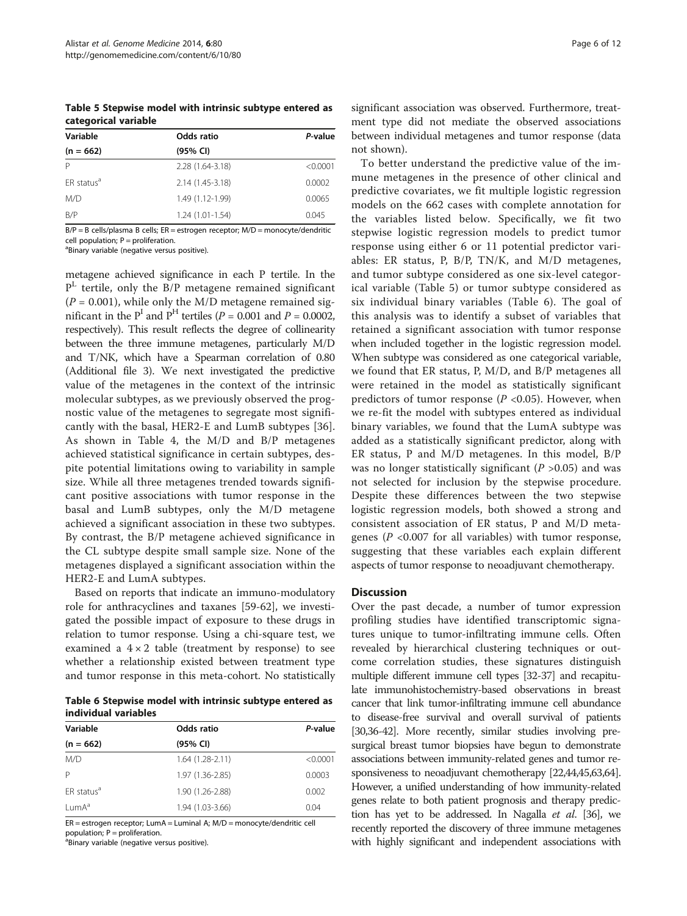**Table 5 Stepwise model with intrinsic subtype entered as categorical variable**

| Variable (n = 662) | Odds ratio (95% CI) | *P*-value |
|---|---|---|
| P | 2.28 (1.64-3.18) | <0.0001 |
| ER status[a] | 2.14 (1.45-3.18) | 0.0002 |
| M/D | 1.49 (1.12-1.99) | 0.0065 |
| B/P | 1.24 (1.01-1.54) | 0.045 |

B/P = B cells/plasma B cells; ER = estrogen receptor; M/D = monocyte/dendritic cell population; P = proliferation.
[a]Binary variable (negative versus positive).

metagene achieved significance in each P tertile. In the $P^L$ tertile, only the B/P metagene remained significant ($P = 0.001$), while only the M/D metagene remained significant in the $P^I$ and $P^H$ tertiles ($P = 0.001$ and $P = 0.0002$, respectively). This result reflects the degree of collinearity between the three immune metagenes, particularly M/D and T/NK, which have a Spearman correlation of 0.80 (Additional file 3). We next investigated the predictive value of the metagenes in the context of the intrinsic molecular subtypes, as we previously observed the prognostic value of the metagenes to segregate most significantly with the basal, HER2-E and LumB subtypes [36]. As shown in Table 4, the M/D and B/P metagenes achieved statistical significance in certain subtypes, despite potential limitations owing to variability in sample size. While all three metagenes trended towards significant positive associations with tumor response in the basal and LumB subtypes, only the M/D metagene achieved a significant association in these two subtypes. By contrast, the B/P metagene achieved significance in the CL subtype despite small sample size. None of the metagenes displayed a significant association within the HER2-E and LumA subtypes.

Based on reports that indicate an immuno-modulatory role for anthracyclines and taxanes [59-62], we investigated the possible impact of exposure to these drugs in relation to tumor response. Using a chi-square test, we examined a $4 \times 2$ table (treatment by response) to see whether a relationship existed between treatment type and tumor response in this meta-cohort. No statistically significant association was observed. Furthermore, treatment type did not mediate the observed associations between individual metagenes and tumor response (data not shown).

**Table 6 Stepwise model with intrinsic subtype entered as individual variables**

| Variable (n = 662) | Odds ratio (95% CI) | *P*-value |
|---|---|---|
| M/D | 1.64 (1.28-2.11) | <0.0001 |
| P | 1.97 (1.36-2.85) | 0.0003 |
| ER status[a] | 1.90 (1.26-2.88) | 0.002 |
| LumA[a] | 1.94 (1.03-3.66) | 0.04 |

ER = estrogen receptor; LumA = Luminal A; M/D = monocyte/dendritic cell population; P = proliferation.
[a]Binary variable (negative versus positive).

To better understand the predictive value of the immune metagenes in the presence of other clinical and predictive covariates, we fit multiple logistic regression models on the 662 cases with complete annotation for the variables listed below. Specifically, we fit two stepwise logistic regression models to predict tumor response using either 6 or 11 potential predictor variables: ER status, P, B/P, TN/K, and M/D metagenes, and tumor subtype considered as one six-level categorical variable (Table 5) or tumor subtype considered as six individual binary variables (Table 6). The goal of this analysis was to identify a subset of variables that retained a significant association with tumor response when included together in the logistic regression model. When subtype was considered as one categorical variable, we found that ER status, P, M/D, and B/P metagenes all were retained in the model as statistically significant predictors of tumor response ($P < 0.05$). However, when we re-fit the model with subtypes entered as individual binary variables, we found that the LumA subtype was added as a statistically significant predictor, along with ER status, P and M/D metagenes. In this model, B/P was no longer statistically significant ($P > 0.05$) and was not selected for inclusion by the stepwise procedure. Despite these differences between the two stepwise logistic regression models, both showed a strong and consistent association of ER status, P and M/D metagenes ($P < 0.007$ for all variables) with tumor response, suggesting that these variables each explain different aspects of tumor response to neoadjuvant chemotherapy.

## Discussion

Over the past decade, a number of tumor expression profiling studies have identified transcriptomic signatures unique to tumor-infiltrating immune cells. Often revealed by hierarchical clustering techniques or outcome correlation studies, these signatures distinguish multiple different immune cell types [32-37] and recapitulate immunohistochemistry-based observations in breast cancer that link tumor-infiltrating immune cell abundance to disease-free survival and overall survival of patients [30,36-42]. More recently, similar studies involving presurgical breast tumor biopsies have begun to demonstrate associations between immunity-related genes and tumor responsiveness to neoadjuvant chemotherapy [22,44,45,63,64]. However, a unified understanding of how immunity-related genes relate to both patient prognosis and therapy prediction has yet to be addressed. In Nagalla *et al.* [36], we recently reported the discovery of three immune metagenes with highly significant and independent associations with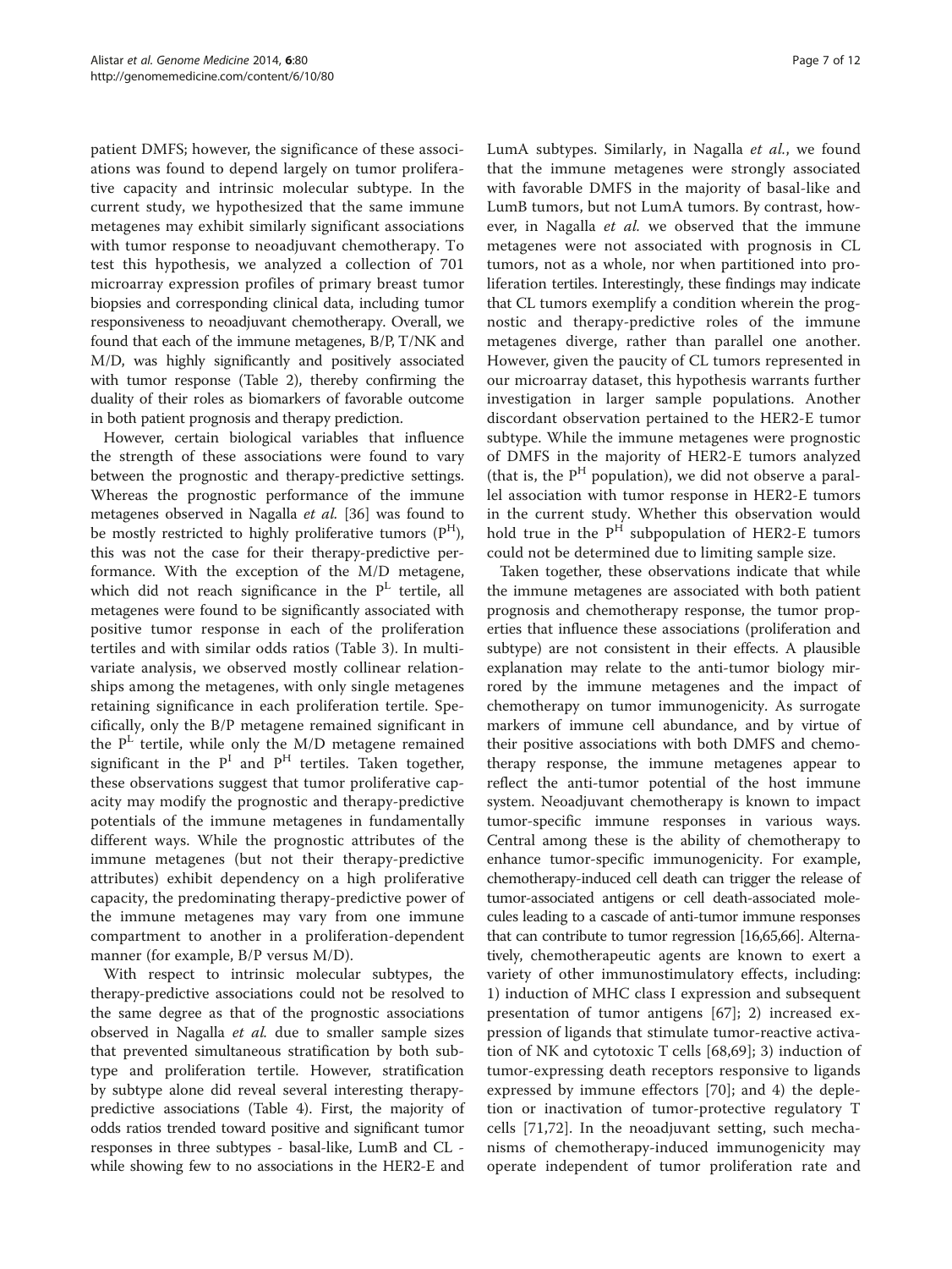patient DMFS; however, the significance of these associations was found to depend largely on tumor proliferative capacity and intrinsic molecular subtype. In the current study, we hypothesized that the same immune metagenes may exhibit similarly significant associations with tumor response to neoadjuvant chemotherapy. To test this hypothesis, we analyzed a collection of 701 microarray expression profiles of primary breast tumor biopsies and corresponding clinical data, including tumor responsiveness to neoadjuvant chemotherapy. Overall, we found that each of the immune metagenes, B/P, T/NK and M/D, was highly significantly and positively associated with tumor response (Table 2), thereby confirming the duality of their roles as biomarkers of favorable outcome in both patient prognosis and therapy prediction.

However, certain biological variables that influence the strength of these associations were found to vary between the prognostic and therapy-predictive settings. Whereas the prognostic performance of the immune metagenes observed in Nagalla *et al.* [36] was found to be mostly restricted to highly proliferative tumors ($P^H$), this was not the case for their therapy-predictive performance. With the exception of the M/D metagene, which did not reach significance in the $P^L$ tertile, all metagenes were found to be significantly associated with positive tumor response in each of the proliferation tertiles and with similar odds ratios (Table 3). In multivariate analysis, we observed mostly collinear relationships among the metagenes, with only single metagenes retaining significance in each proliferation tertile. Specifically, only the B/P metagene remained significant in the $P^L$ tertile, while only the M/D metagene remained significant in the $P^I$ and $P^H$ tertiles. Taken together, these observations suggest that tumor proliferative capacity may modify the prognostic and therapy-predictive potentials of the immune metagenes in fundamentally different ways. While the prognostic attributes of the immune metagenes (but not their therapy-predictive attributes) exhibit dependency on a high proliferative capacity, the predominating therapy-predictive power of the immune metagenes may vary from one immune compartment to another in a proliferation-dependent manner (for example, B/P versus M/D).

With respect to intrinsic molecular subtypes, the therapy-predictive associations could not be resolved to the same degree as that of the prognostic associations observed in Nagalla *et al.* due to smaller sample sizes that prevented simultaneous stratification by both subtype and proliferation tertile. However, stratification by subtype alone did reveal several interesting therapy-predictive associations (Table 4). First, the majority of odds ratios trended toward positive and significant tumor responses in three subtypes - basal-like, LumB and CL - while showing few to no associations in the HER2-E and LumA subtypes. Similarly, in Nagalla *et al.*, we found that the immune metagenes were strongly associated with favorable DMFS in the majority of basal-like and LumB tumors, but not LumA tumors. By contrast, however, in Nagalla *et al.* we observed that the immune metagenes were not associated with prognosis in CL tumors, not as a whole, nor when partitioned into proliferation tertiles. Interestingly, these findings may indicate that CL tumors exemplify a condition wherein the prognostic and therapy-predictive roles of the immune metagenes diverge, rather than parallel one another. However, given the paucity of CL tumors represented in our microarray dataset, this hypothesis warrants further investigation in larger sample populations. Another discordant observation pertained to the HER2-E tumor subtype. While the immune metagenes were prognostic of DMFS in the majority of HER2-E tumors analyzed (that is, the $P^H$ population), we did not observe a parallel association with tumor response in HER2-E tumors in the current study. Whether this observation would hold true in the $P^H$ subpopulation of HER2-E tumors could not be determined due to limiting sample size.

Taken together, these observations indicate that while the immune metagenes are associated with both patient prognosis and chemotherapy response, the tumor properties that influence these associations (proliferation and subtype) are not consistent in their effects. A plausible explanation may relate to the anti-tumor biology mirrored by the immune metagenes and the impact of chemotherapy on tumor immunogenicity. As surrogate markers of immune cell abundance, and by virtue of their positive associations with both DMFS and chemotherapy response, the immune metagenes appear to reflect the anti-tumor potential of the host immune system. Neoadjuvant chemotherapy is known to impact tumor-specific immune responses in various ways. Central among these is the ability of chemotherapy to enhance tumor-specific immunogenicity. For example, chemotherapy-induced cell death can trigger the release of tumor-associated antigens or cell death-associated molecules leading to a cascade of anti-tumor immune responses that can contribute to tumor regression [16,65,66]. Alternatively, chemotherapeutic agents are known to exert a variety of other immunostimulatory effects, including: 1) induction of MHC class I expression and subsequent presentation of tumor antigens [67]; 2) increased expression of ligands that stimulate tumor-reactive activation of NK and cytotoxic T cells [68,69]; 3) induction of tumor-expressing death receptors responsive to ligands expressed by immune effectors [70]; and 4) the depletion or inactivation of tumor-protective regulatory T cells [71,72]. In the neoadjuvant setting, such mechanisms of chemotherapy-induced immunogenicity may operate independent of tumor proliferation rate and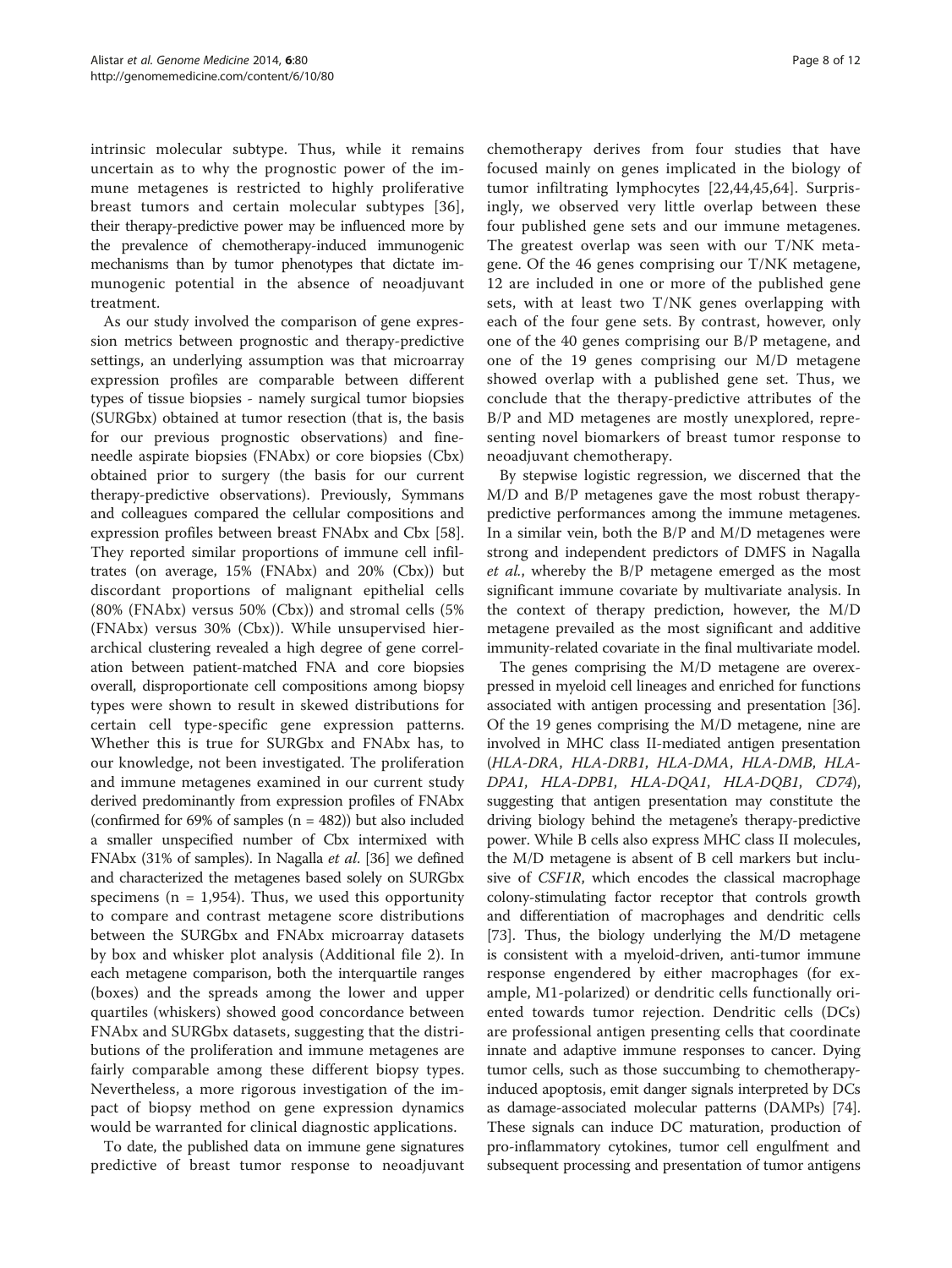intrinsic molecular subtype. Thus, while it remains uncertain as to why the prognostic power of the immune metagenes is restricted to highly proliferative breast tumors and certain molecular subtypes [36], their therapy-predictive power may be influenced more by the prevalence of chemotherapy-induced immunogenic mechanisms than by tumor phenotypes that dictate immunogenic potential in the absence of neoadjuvant treatment.

As our study involved the comparison of gene expression metrics between prognostic and therapy-predictive settings, an underlying assumption was that microarray expression profiles are comparable between different types of tissue biopsies - namely surgical tumor biopsies (SURGbx) obtained at tumor resection (that is, the basis for our previous prognostic observations) and fine-needle aspirate biopsies (FNAbx) or core biopsies (Cbx) obtained prior to surgery (the basis for our current therapy-predictive observations). Previously, Symmans and colleagues compared the cellular compositions and expression profiles between breast FNAbx and Cbx [58]. They reported similar proportions of immune cell infiltrates (on average, 15% (FNAbx) and 20% (Cbx)) but discordant proportions of malignant epithelial cells (80% (FNAbx) versus 50% (Cbx)) and stromal cells (5% (FNAbx) versus 30% (Cbx)). While unsupervised hierarchical clustering revealed a high degree of gene correlation between patient-matched FNA and core biopsies overall, disproportionate cell compositions among biopsy types were shown to result in skewed distributions for certain cell type-specific gene expression patterns. Whether this is true for SURGbx and FNAbx has, to our knowledge, not been investigated. The proliferation and immune metagenes examined in our current study derived predominantly from expression profiles of FNAbx (confirmed for 69% of samples (n = 482)) but also included a smaller unspecified number of Cbx intermixed with FNAbx (31% of samples). In Nagalla *et al*. [36] we defined and characterized the metagenes based solely on SURGbx specimens (n = 1,954). Thus, we used this opportunity to compare and contrast metagene score distributions between the SURGbx and FNAbx microarray datasets by box and whisker plot analysis (Additional file 2). In each metagene comparison, both the interquartile ranges (boxes) and the spreads among the lower and upper quartiles (whiskers) showed good concordance between FNAbx and SURGbx datasets, suggesting that the distributions of the proliferation and immune metagenes are fairly comparable among these different biopsy types. Nevertheless, a more rigorous investigation of the impact of biopsy method on gene expression dynamics would be warranted for clinical diagnostic applications.

To date, the published data on immune gene signatures predictive of breast tumor response to neoadjuvant chemotherapy derives from four studies that have focused mainly on genes implicated in the biology of tumor infiltrating lymphocytes [22,44,45,64]. Surprisingly, we observed very little overlap between these four published gene sets and our immune metagenes. The greatest overlap was seen with our T/NK metagene. Of the 46 genes comprising our T/NK metagene, 12 are included in one or more of the published gene sets, with at least two T/NK genes overlapping with each of the four gene sets. By contrast, however, only one of the 40 genes comprising our B/P metagene, and one of the 19 genes comprising our M/D metagene showed overlap with a published gene set. Thus, we conclude that the therapy-predictive attributes of the B/P and MD metagenes are mostly unexplored, representing novel biomarkers of breast tumor response to neoadjuvant chemotherapy.

By stepwise logistic regression, we discerned that the M/D and B/P metagenes gave the most robust therapy-predictive performances among the immune metagenes. In a similar vein, both the B/P and M/D metagenes were strong and independent predictors of DMFS in Nagalla *et al.*, whereby the B/P metagene emerged as the most significant immune covariate by multivariate analysis. In the context of therapy prediction, however, the M/D metagene prevailed as the most significant and additive immunity-related covariate in the final multivariate model.

The genes comprising the M/D metagene are overexpressed in myeloid cell lineages and enriched for functions associated with antigen processing and presentation [36]. Of the 19 genes comprising the M/D metagene, nine are involved in MHC class II-mediated antigen presentation (*HLA-DRA*, *HLA-DRB1*, *HLA-DMA*, *HLA-DMB*, *HLA-DPA1*, *HLA-DPB1*, *HLA-DQA1*, *HLA-DQB1*, *CD74*), suggesting that antigen presentation may constitute the driving biology behind the metagene's therapy-predictive power. While B cells also express MHC class II molecules, the M/D metagene is absent of B cell markers but inclusive of *CSF1R*, which encodes the classical macrophage colony-stimulating factor receptor that controls growth and differentiation of macrophages and dendritic cells [73]. Thus, the biology underlying the M/D metagene is consistent with a myeloid-driven, anti-tumor immune response engendered by either macrophages (for example, M1-polarized) or dendritic cells functionally oriented towards tumor rejection. Dendritic cells (DCs) are professional antigen presenting cells that coordinate innate and adaptive immune responses to cancer. Dying tumor cells, such as those succumbing to chemotherapy-induced apoptosis, emit danger signals interpreted by DCs as damage-associated molecular patterns (DAMPs) [74]. These signals can induce DC maturation, production of pro-inflammatory cytokines, tumor cell engulfment and subsequent processing and presentation of tumor antigens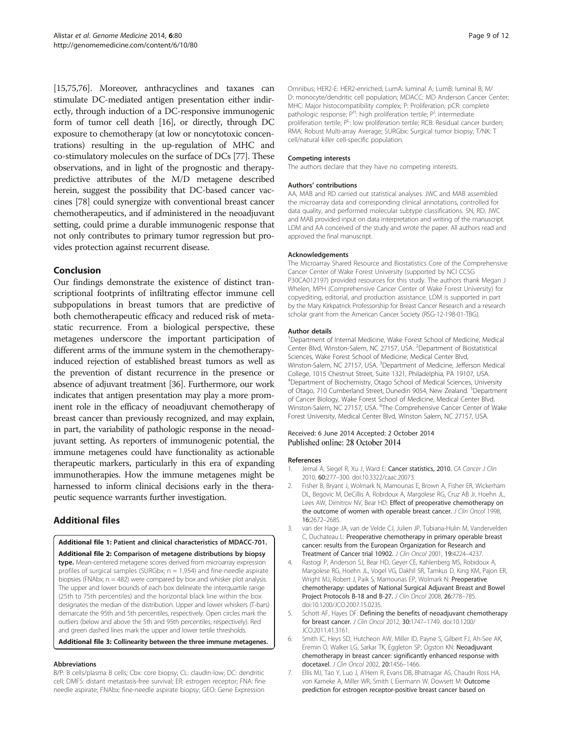[15,75,76]. Moreover, anthracyclines and taxanes can stimulate DC-mediated antigen presentation either indirectly, through induction of a DC-responsive immunogenic form of tumor cell death [16], or directly, through DC exposure to chemotherapy (at low or noncytotoxic concentrations) resulting in the up-regulation of MHC and co-stimulatory molecules on the surface of DCs [77]. These observations, and in light of the prognostic and therapy-predictive attributes of the M/D metagene described herein, suggest the possibility that DC-based cancer vaccines [78] could synergize with conventional breast cancer chemotherapeutics, and if administered in the neoadjuvant setting, could prime a durable immunogenic response that not only contributes to primary tumor regression but provides protection against recurrent disease.

## Conclusion

Our findings demonstrate the existence of distinct transcriptional footprints of infiltrating effector immune cell subpopulations in breast tumors that are predictive of both chemotherapeutic efficacy and reduced risk of metastatic recurrence. From a biological perspective, these metagenes underscore the important participation of different arms of the immune system in the chemotherapy-induced rejection of established breast tumors as well as the prevention of distant recurrence in the presence or absence of adjuvant treatment [36]. Furthermore, our work indicates that antigen presentation may play a more prominent role in the efficacy of neoadjuvant chemotherapy of breast cancer than previously recognized, and may explain, in part, the variability of pathologic response in the neoadjuvant setting. As reporters of immunogenic potential, the immune metagenes could have functionality as actionable therapeutic markers, particularly in this era of expanding immunotherapies. How the immune metagenes might be harnessed to inform clinical decisions early in the therapeutic sequence warrants further investigation.

## Additional files

**Additional file 1: Patient and clinical characteristics of MDACC-701.**

**Additional file 2: Comparison of metagene distributions by biopsy type.** Mean-centered metagene scores derived from microarray expression profiles of surgical samples (SURGbx; n = 1,954) and fine-needle aspirate biopsies (FNAbx; n = 482) were compared by box and whisker plot analysis. The upper and lower bounds of each box delineate the interquartile range (25th to 75th percentiles) and the horizontal black line within the box designates the median of the distribution. Upper and lower whiskers (T-bars) demarcate the 95th and 5th percentiles, respectively. Open circles mark the outliers (below and above the 5th and 95th percentiles, respectively). Red and green dashed lines mark the upper and lower tertile thresholds.

**Additional file 3: Collinearity between the three immune metagenes.**

#### Abbreviations

B/P: B cells/plasma B cells; Cbx: core biopsy; CL: claudin-low; DC: dendritic cell; DMFS: distant metastasis-free survival; ER: estrogen receptor; FNA: fine needle aspirate; FNAbx: fine-needle aspirate biopsy; GEO: Gene Expression Omnibus; HER2-E: HER2-enriched; LumA: luminal A; LumB: luminal B; M/D: monocyte/dendritic cell population; MDACC: MD Anderson Cancer Center; MHC: Major histocompatibility complex; P: Proliferation; pCR: complete pathologic response; $P^H$: high proliferation tertile; $P^I$: intermediate proliferation tertile; $P^L$: low proliferation tertile; RCB: Residual cancer burden; RMA: Robust Multi-array Average; SURGbx: Surgical tumor biopsy; T/NK: T cell/natural killer cell-specific population.

#### Competing interests

The authors declare that they have no competing interests.

#### Authors' contributions

AA, MAB and RD carried out statistical analyses. JWC and MAB assembled the microarray data and corresponding clinical annotations, controlled for data quality, and performed molecular subtype classifications. SN, RD, JWC and MAB provided input on data interpretation and writing of the manuscript. LDM and AA conceived of the study and wrote the paper. All authors read and approved the final manuscript.

#### Acknowledgements

The Microarray Shared Resource and Biostatistics Core of the Comprehensive Cancer Center of Wake Forest University (supported by NCI CCSG P30CA012197) provided resources for this study. The authors thank Megan J Whelen, MPH (Comprehensive Cancer Center of Wake Forest University) for copyediting, editorial, and production assistance. LDM is supported in part by the Mary Kirkpatrick Professorship for Breast Cancer Research and a research scholar grant from the American Cancer Society (RSG-12-198-01-TBG).

#### Author details

[1]Department of Internal Medicine, Wake Forest School of Medicine, Medical Center Blvd, Winston-Salem, NC 27157, USA. [2]Department of Biostatistical Sciences, Wake Forest School of Medicine, Medical Center Blvd, Winston-Salem, NC 27157, USA. [3]Department of Medicine, Jefferson Medical College, 1015 Chestnut Street, Suite 1321, Philadelphia, PA 19107, USA. [4]Department of Biochemistry, Otago School of Medical Sciences, University of Otago, 710 Cumberland Street, Dunedin 9054, New Zealand. [5]Department of Cancer Biology, Wake Forest School of Medicine, Medical Center Blvd, Winston-Salem, NC 27157, USA. [6]The Comprehensive Cancer Center of Wake Forest University, Medical Center Blvd, Winston Salem, NC 27157, USA.

Received: 6 June 2014 Accepted: 2 October 2014
Published online: 28 October 2014

#### References

1. Jemal A, Siegel R, Xu J, Ward E: **Cancer statistics, 2010.** *CA Cancer J Clin* 2010, **60:**277–300. doi:10.3322/caac.20073.
2. Fisher B, Bryant J, Wolmark N, Mamounas E, Brown A, Fisher ER, Wickerham DL, Begovic M, DeCillis A, Robidoux A, Margolese RG, Cruz AB Jr, Hoehn JL, Lees AW, Dimitrov NV, Bear HD: **Effect of preoperative chemotherapy on the outcome of women with operable breast cancer.** *J Clin Oncol* 1998, **16:**2672–2685.
3. van der Hage JA, van de Velde CJ, Julien JP, Tubiana-Hulin M, Vandervelden C, Duchateau L: **Preoperative chemotherapy in primary operable breast cancer: results from the European Organization for Research and Treatment of Cancer trial 10902.** *J Clin Oncol* 2001, **19:**4224–4237.
4. Rastogi P, Anderson SJ, Bear HD, Geyer CE, Kahlenberg MS, Robidoux A, Margolese RG, Hoehn JL, Vogel VG, Dakhil SR, Tamkus D, King KM, Pajon ER, Wright MJ, Robert J, Paik S, Mamounas EP, Wolmark N: **Preoperative chemotherapy: updates of National Surgical Adjuvant Breast and Bowel Project Protocols B-18 and B-27.** *J Clin Oncol* 2008, **26:**778–785. doi:10.1200/JCO.2007.15.0235.
5. Schott AF, Hayes DF: **Defining the benefits of neoadjuvant chemotherapy for breast cancer.** *J Clin Oncol* 2012, **30:**1747–1749. doi:10.1200/JCO.2011.41.3161.
6. Smith IC, Heys SD, Hutcheon AW, Miller ID, Payne S, Gilbert FJ, Ah-See AK, Eremin O, Walker LG, Sarkar TK, Eggleton SP, Ogston KN: **Neoadjuvant chemotherapy in breast cancer: significantly enhanced response with docetaxel.** *J Clin Oncol* 2002, **20:**1456–1466.
7. Ellis MJ, Tao Y, Luo J, A'Hern R, Evans DB, Bhatnagar AS, Chaudri Ross HA, von Kameke A, Miller WR, Smith I, Eiermann W, Dowsett M: **Outcome prediction for estrogen receptor-positive breast cancer based on**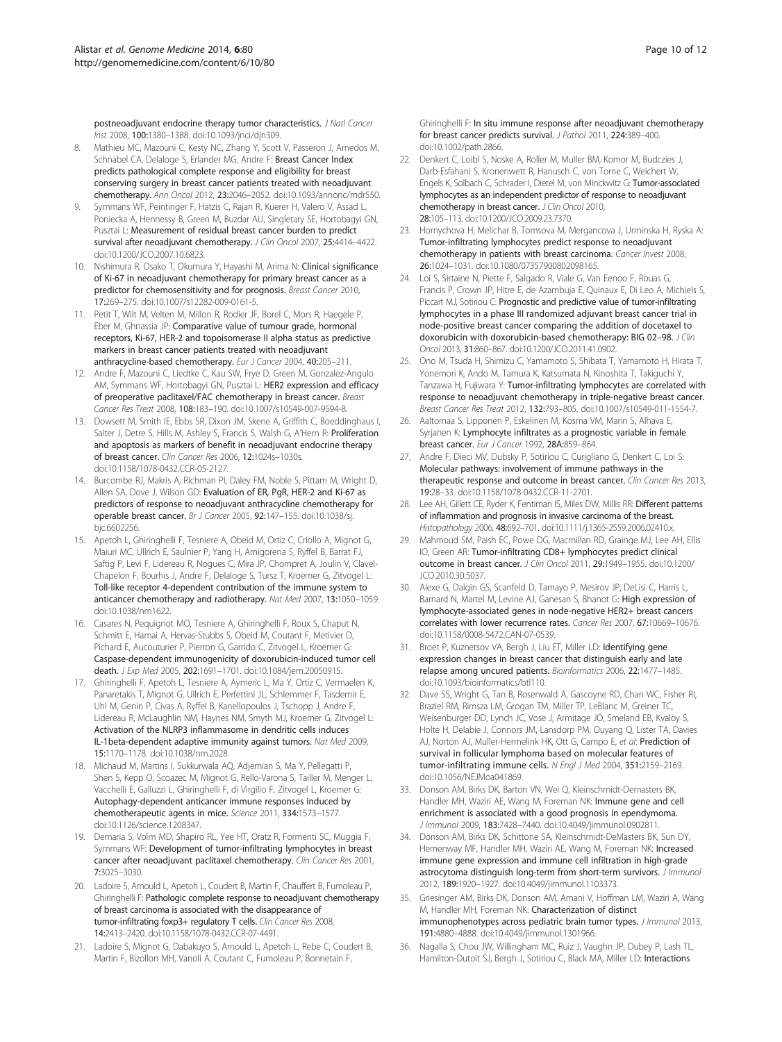postneoadjuvant endocrine therapy tumor characteristics. *J Natl Cancer Inst* 2008, **100:**1380–1388. doi:10.1093/jnci/djn309.

8. Mathieu MC, Mazouni C, Kesty NC, Zhang Y, Scott V, Passeron J, Arnedos M, Schnabel CA, Delaloge S, Erlander MG, Andre F: **Breast Cancer Index predicts pathological complete response and eligibility for breast conserving surgery in breast cancer patients treated with neoadjuvant chemotherapy.** *Ann Oncol* 2012, **23:**2046–2052. doi:10.1093/annonc/mdr550.
9. Symmans WF, Peintinger F, Hatzis C, Rajan R, Kuerer H, Valero V, Assad L, Poniecka A, Hennessy B, Green M, Buzdar AU, Singletary SE, Hortobagyi GN, Pusztai L: **Measurement of residual breast cancer burden to predict survival after neoadjuvant chemotherapy.** *J Clin Oncol* 2007, **25:**4414–4422. doi:10.1200/JCO.2007.10.6823.
10. Nishimura R, Osako T, Okumura Y, Hayashi M, Arima N: **Clinical significance of Ki-67 in neoadjuvant chemotherapy for primary breast cancer as a predictor for chemosensitivity and for prognosis.** *Breast Cancer* 2010, **17:**269–275. doi:10.1007/s12282-009-0161-5.
11. Petit T, Wilt M, Velten M, Millon R, Rodier JF, Borel C, Mors R, Haegele P, Eber M, Ghnassia JP: **Comparative value of tumour grade, hormonal receptors, Ki-67, HER-2 and topoisomerase II alpha status as predictive markers in breast cancer patients treated with neoadjuvant anthracycline-based chemotherapy.** *Eur J Cancer* 2004, **40:**205–211.
12. Andre F, Mazouni C, Liedtke C, Kau SW, Frye D, Green M, Gonzalez-Angulo AM, Symmans WF, Hortobagyi GN, Pusztai L: **HER2 expression and efficacy of preoperative paclitaxel/FAC chemotherapy in breast cancer.** *Breast Cancer Res Treat* 2008, **108:**183–190. doi:10.1007/s10549-007-9594-8.
13. Dowsett M, Smith IE, Ebbs SR, Dixon JM, Skene A, Griffith C, Boeddinghaus I, Salter J, Detre S, Hills M, Ashley S, Francis S, Walsh G, A'Hern R: **Proliferation and apoptosis as markers of benefit in neoadjuvant endocrine therapy of breast cancer.** *Clin Cancer Res* 2006, **12:**1024s–1030s. doi:10.1158/1078-0432.CCR-05-2127.
14. Burcombe RJ, Makris A, Richman PI, Daley FM, Noble S, Pittam M, Wright D, Allen SA, Dove J, Wilson GD: **Evaluation of ER, PgR, HER-2 and Ki-67 as predictors of response to neoadjuvant anthracycline chemotherapy for operable breast cancer.** *Br J Cancer* 2005, **92:**147–155. doi:10.1038/sj.bjc.6602256.
15. Apetoh L, Ghiringhelli F, Tesniere A, Obeid M, Ortiz C, Criollo A, Mignot G, Maiuri MC, Ullrich E, Saulnier P, Yang H, Amigorena S, Ryffel B, Barrat FJ, Saftig P, Levi F, Lidereau R, Nogues C, Mira JP, Chompret A, Joulin V, Clavel-Chapelon F, Bourhis J, Andre F, Delaloge S, Tursz T, Kroemer G, Zitvogel L: **Toll-like receptor 4-dependent contribution of the immune system to anticancer chemotherapy and radiotherapy.** *Nat Med* 2007, **13:**1050–1059. doi:10.1038/nm1622.
16. Casares N, Pequignot MO, Tesniere A, Ghiringhelli F, Roux S, Chaput N, Schmitt E, Hamai A, Hervas-Stubbs S, Obeid M, Coutant F, Metivier D, Pichard E, Aucouturier P, Pierron G, Garrido C, Zitvogel L, Kroemer G: **Caspase-dependent immunogenicity of doxorubicin-induced tumor cell death.** *J Exp Med* 2005, **202:**1691–1701. doi:10.1084/jem.20050915.
17. Ghiringhelli F, Apetoh L, Tesniere A, Aymeric L, Ma Y, Ortiz C, Vermaelen K, Panaretakis T, Mignot G, Ullrich E, Perfettini JL, Schlemmer F, Tasdemir E, Uhl M, Genin P, Civas A, Ryffel B, Kanellopoulos J, Tschopp J, Andre F, Lidereau R, McLaughlin NM, Haynes NM, Smyth MJ, Kroemer G, Zitvogel L: **Activation of the NLRP3 inflammasome in dendritic cells induces IL-1beta-dependent adaptive immunity against tumors.** *Nat Med* 2009, **15:**1170–1178. doi:10.1038/nm.2028.
18. Michaud M, Martins I, Sukkurwala AQ, Adjemian S, Ma Y, Pellegatti P, Shen S, Kepp O, Scoazec M, Mignot G, Rello-Varona S, Tailler M, Menger L, Vacchelli E, Galluzzi L, Ghiringhelli F, di Virgilio F, Zitvogel L, Kroemer G: **Autophagy-dependent anticancer immune responses induced by chemotherapeutic agents in mice.** *Science* 2011, **334:**1573–1577. doi:10.1126/science.1208347.
19. Demaria S, Volm MD, Shapiro RL, Yee HT, Oratz R, Formenti SC, Muggia F, Symmans WF: **Development of tumor-infiltrating lymphocytes in breast cancer after neoadjuvant paclitaxel chemotherapy.** *Clin Cancer Res* 2001, **7:**3025–3030.
20. Ladoire S, Arnould L, Apetoh L, Coudert B, Martin F, Chauffert B, Fumoleau P, Ghiringhelli F: **Pathologic complete response to neoadjuvant chemotherapy of breast carcinoma is associated with the disappearance of tumor-infiltrating foxp3+ regulatory T cells.** *Clin Cancer Res* 2008, **14:**2413–2420. doi:10.1158/1078-0432.CCR-07-4491.
21. Ladoire S, Mignot G, Dabakuyo S, Arnould L, Apetoh L, Rebe C, Coudert B, Martin F, Bizollon MH, Vanoli A, Coutant C, Fumoleau P, Bonnetain F, Ghiringhelli F: **In situ immune response after neoadjuvant chemotherapy for breast cancer predicts survival.** *J Pathol* 2011, **224:**389–400. doi:10.1002/path.2866.
22. Denkert C, Loibl S, Noske A, Roller M, Muller BM, Komor M, Budczies J, Darb-Esfahani S, Kronenwett R, Hanusch C, von Torne C, Weichert W, Engels K, Solbach C, Schrader I, Dietel M, von Minckwitz G: **Tumor-associated lymphocytes as an independent predictor of response to neoadjuvant chemotherapy in breast cancer.** *J Clin Oncol* 2010, **28:**105–113. doi:10.1200/JCO.2009.23.7370.
23. Hornychova H, Melichar B, Tomsova M, Mergancova J, Urminska H, Ryska A: **Tumor-infiltrating lymphocytes predict response to neoadjuvant chemotherapy in patients with breast carcinoma.** *Cancer Invest* 2008, **26:**1024–1031. doi:10.1080/07357900802098165.
24. Loi S, Sirtaine N, Piette F, Salgado R, Viale G, Van Eenoo F, Rouas G, Francis P, Crown JP, Hitre E, de Azambuja E, Quinaux E, Di Leo A, Michiels S, Piccart MJ, Sotiriou C: **Prognostic and predictive value of tumor-infiltrating lymphocytes in a phase III randomized adjuvant breast cancer trial in node-positive breast cancer comparing the addition of docetaxel to doxorubicin with doxorubicin-based chemotherapy: BIG 02–98.** *J Clin Oncol* 2013, **31:**860–867. doi:10.1200/JCO.2011.41.0902.
25. Ono M, Tsuda H, Shimizu C, Yamamoto S, Shibata T, Yamamoto H, Hirata T, Yonemori K, Ando M, Tamura K, Katsumata N, Kinoshita T, Takiguchi Y, Tanzawa H, Fujiwara Y: **Tumor-infiltrating lymphocytes are correlated with response to neoadjuvant chemotherapy in triple-negative breast cancer.** *Breast Cancer Res Treat* 2012, **132:**793–805. doi:10.1007/s10549-011-1554-7.
26. Aaltomaa S, Lipponen P, Eskelinen M, Kosma VM, Marin S, Alhava E, Syrjanen K: **Lymphocyte infiltrates as a prognostic variable in female breast cancer.** *Eur J Cancer* 1992, **28A:**859–864.
27. Andre F, Dieci MV, Dubsky P, Sotiriou C, Curigliano G, Denkert C, Loi S: **Molecular pathways: involvement of immune pathways in the therapeutic response and outcome in breast cancer.** *Clin Cancer Res* 2013, **19:**28–33. doi:10.1158/1078-0432.CCR-11-2701.
28. Lee AH, Gillett CE, Ryder K, Fentiman IS, Miles DW, Millis RR: **Different patterns of inflammation and prognosis in invasive carcinoma of the breast.** *Histopathology* 2006, **48:**692–701. doi:10.1111/j.1365-2559.2006.02410.x.
29. Mahmoud SM, Paish EC, Powe DG, Macmillan RD, Grainge MJ, Lee AH, Ellis IO, Green AR: **Tumor-infiltrating CD8+ lymphocytes predict clinical outcome in breast cancer.** *J Clin Oncol* 2011, **29:**1949–1955. doi:10.1200/JCO.2010.30.5037.
30. Alexe G, Dalgin GS, Scanfeld D, Tamayo P, Mesirov JP, DeLisi C, Harris L, Barnard N, Martel M, Levine AJ, Ganesan S, Bhanot G: **High expression of lymphocyte-associated genes in node-negative HER2+ breast cancers correlates with lower recurrence rates.** *Cancer Res* 2007, **67:**10669–10676. doi:10.1158/0008-5472.CAN-07-0539.
31. Broet P, Kuznetsov VA, Bergh J, Liu ET, Miller LD: **Identifying gene expression changes in breast cancer that distinguish early and late relapse among uncured patients.** *Bioinformatics* 2006, **22:**1477–1485. doi:10.1093/bioinformatics/btl110.
32. Dave SS, Wright G, Tan B, Rosenwald A, Gascoyne RD, Chan WC, Fisher RI, Braziel RM, Rimsza LM, Grogan TM, Miller TP, LeBlanc M, Greiner TC, Weisenburger DD, Lynch JC, Vose J, Armitage JO, Smeland EB, Kvaloy S, Holte H, Delabie J, Connors JM, Lansdorp PM, Ouyang Q, Lister TA, Davies AJ, Norton AJ, Muller-Hermelink HK, Ott G, Campo E, *et al*: **Prediction of survival in follicular lymphoma based on molecular features of tumor-infiltrating immune cells.** *N Engl J Med* 2004, **351:**2159–2169. doi:10.1056/NEJMoa041869.
33. Donson AM, Birks DK, Barton VN, Wei Q, Kleinschmidt-Demasters BK, Handler MH, Waziri AE, Wang M, Foreman NK: **Immune gene and cell enrichment is associated with a good prognosis in ependymoma.** *J Immunol* 2009, **183:**7428–7440. doi:10.4049/jimmunol.0902811.
34. Donson AM, Birks DK, Schittone SA, Kleinschmidt-DeMasters BK, Sun DY, Hemenway MF, Handler MH, Waziri AE, Wang M, Foreman NK: **Increased immune gene expression and immune cell infiltration in high-grade astrocytoma distinguish long-term from short-term survivors.** *J Immunol* 2012, **189:**1920–1927. doi:10.4049/jimmunol.1103373.
35. Griesinger AM, Birks DK, Donson AM, Amani V, Hoffman LM, Waziri A, Wang M, Handler MH, Foreman NK: **Characterization of distinct immunophenotypes across pediatric brain tumor types.** *J Immunol* 2013, **191:**4880–4888. doi:10.4049/jimmunol.1301966.
36. Nagalla S, Chou JW, Willingham MC, Ruiz J, Vaughn JP, Dubey P, Lash TL, Hamilton-Dutoit SJ, Bergh J, Sotiriou C, Black MA, Miller LD: **Interactions**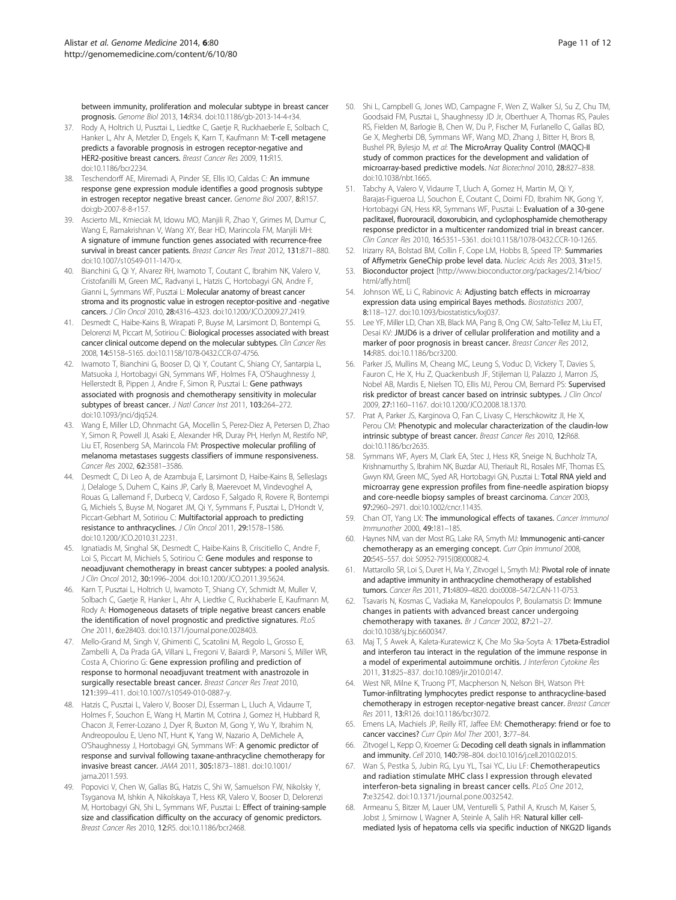between immunity, proliferation and molecular subtype in breast cancer prognosis. *Genome Biol* 2013, **14:**R34. doi:10.1186/gb-2013-14-4-r34.

37. Rody A, Holtrich U, Pusztai L, Liedtke C, Gaetje R, Ruckhaeberle E, Solbach C, Hanker L, Ahr A, Metzler D, Engels K, Karn T, Kaufmann M: **T-cell metagene predicts a favorable prognosis in estrogen receptor-negative and HER2-positive breast cancers.** *Breast Cancer Res* 2009, **11:**R15. doi:10.1186/bcr2234.
38. Teschendorff AE, Miremadi A, Pinder SE, Ellis IO, Caldas C: **An immune response gene expression module identifies a good prognosis subtype in estrogen receptor negative breast cancer.** *Genome Biol* 2007, **8:**R157. doi:gb-2007-8-8-r157.
39. Ascierto ML, Kmieciak M, Idowu MO, Manjili R, Zhao Y, Grimes M, Dumur C, Wang E, Ramakrishnan V, Wang XY, Bear HD, Marincola FM, Manjili MH: **A signature of immune function genes associated with recurrence-free survival in breast cancer patients.** *Breast Cancer Res Treat* 2012, **131:**871–880. doi:10.1007/s10549-011-1470-x.
40. Bianchini G, Qi Y, Alvarez RH, Iwamoto T, Coutant C, Ibrahim NK, Valero V, Cristofanilli M, Green MC, Radvanyi L, Hatzis C, Hortobagyi GN, Andre F, Gianni L, Symmans WF, Pusztai L: **Molecular anatomy of breast cancer stroma and its prognostic value in estrogen receptor-positive and -negative cancers.** *J Clin Oncol* 2010, **28:**4316–4323. doi:10.1200/JCO.2009.27.2419.
41. Desmedt C, Haibe-Kains B, Wirapati P, Buyse M, Larsimont D, Bontempi G, Delorenzi M, Piccart M, Sotiriou C: **Biological processes associated with breast cancer clinical outcome depend on the molecular subtypes.** *Clin Cancer Res* 2008, **14:**5158–5165. doi:10.1158/1078-0432.CCR-07-4756.
42. Iwamoto T, Bianchini G, Booser D, Qi Y, Coutant C, Shiang CY, Santarpia L, Matsuoka J, Hortobagyi GN, Symmans WF, Holmes FA, O'Shaughnessy J, Hellerstedt B, Pippen J, Andre F, Simon R, Pusztai L: **Gene pathways associated with prognosis and chemotherapy sensitivity in molecular subtypes of breast cancer.** *J Natl Cancer Inst* 2011, **103:**264–272. doi:10.1093/jnci/djq524.
43. Wang E, Miller LD, Ohnmacht GA, Mocellin S, Perez-Diez A, Petersen D, Zhao Y, Simon R, Powell JI, Asaki E, Alexander HR, Duray PH, Herlyn M, Restifo NP, Liu ET, Rosenberg SA, Marincola FM: **Prospective molecular profiling of melanoma metastases suggests classifiers of immune responsiveness.** *Cancer Res* 2002, **62:**3581–3586.
44. Desmedt C, Di Leo A, de Azambuja E, Larsimont D, Haibe-Kains B, Selleslags J, Delaloge S, Duhem C, Kains JP, Carly B, Maerevoet M, Vindevoghel A, Rouas G, Lallemand F, Durbecq V, Cardoso F, Salgado R, Rovere R, Bontempi G, Michiels S, Buyse M, Nogaret JM, Qi Y, Symmans F, Pusztai L, D'Hondt V, Piccart-Gebhart M, Sotiriou C: **Multifactorial approach to predicting resistance to anthracyclines.** *J Clin Oncol* 2011, **29:**1578–1586. doi:10.1200/JCO.2010.31.2231.
45. Ignatiadis M, Singhal SK, Desmedt C, Haibe-Kains B, Criscitiello C, Andre F, Loi S, Piccart M, Michiels S, Sotiriou C: **Gene modules and response to neoadjuvant chemotherapy in breast cancer subtypes: a pooled analysis.** *J Clin Oncol* 2012, **30:**1996–2004. doi:10.1200/JCO.2011.39.5624.
46. Karn T, Pusztai L, Holtrich U, Iwamoto T, Shiang CY, Schmidt M, Muller V, Solbach C, Gaetje R, Hanker L, Ahr A, Liedtke C, Ruckhaberle E, Kaufmann M, Rody A: **Homogeneous datasets of triple negative breast cancers enable the identification of novel prognostic and predictive signatures.** *PLoS One* 2011, **6:**e28403. doi:10.1371/journal.pone.0028403.
47. Mello-Grand M, Singh V, Ghimenti C, Scatolini M, Regolo L, Grosso E, Zambelli A, Da Prada GA, Villani L, Fregoni V, Baiardi P, Marsoni S, Miller WR, Costa A, Chiorino G: **Gene expression profiling and prediction of response to hormonal neoadjuvant treatment with anastrozole in surgically resectable breast cancer.** *Breast Cancer Res Treat* 2010, **121:**399–411. doi:10.1007/s10549-010-0887-y.
48. Hatzis C, Pusztai L, Valero V, Booser DJ, Esserman L, Lluch A, Vidaurre T, Holmes F, Souchon E, Wang H, Martin M, Cotrina J, Gomez H, Hubbard R, Chacon JI, Ferrer-Lozano J, Dyer R, Buxton M, Gong Y, Wu Y, Ibrahim N, Andreopoulou E, Ueno NT, Hunt K, Yang W, Nazario A, DeMichele A, O'Shaughnessy J, Hortobagyi GN, Symmans WF: **A genomic predictor of response and survival following taxane-anthracycline chemotherapy for invasive breast cancer.** *JAMA* 2011, **305:**1873–1881. doi:10.1001/jama.2011.593.
49. Popovici V, Chen W, Gallas BG, Hatzis C, Shi W, Samuelson FW, Nikolsky Y, Tsyganova M, Ishkin A, Nikolskaya T, Hess KR, Valero V, Booser D, Delorenzi M, Hortobagyi GN, Shi L, Symmans WF, Pusztai L: **Effect of training-sample size and classification difficulty on the accuracy of genomic predictors.** *Breast Cancer Res* 2010, **12:**R5. doi:10.1186/bcr2468.
50. Shi L, Campbell G, Jones WD, Campagne F, Wen Z, Walker SJ, Su Z, Chu TM, Goodsaid FM, Pusztai L, Shaughnessy JD Jr, Oberthuer A, Thomas RS, Paules RS, Fielden M, Barlogie B, Chen W, Du P, Fischer M, Furlanello C, Gallas BD, Ge X, Megherbi DB, Symmans WF, Wang MD, Zhang J, Bitter H, Brors B, Bushel PR, Bylesjo M, *et al*: **The MicroArray Quality Control (MAQC)-II study of common practices for the development and validation of microarray-based predictive models.** *Nat Biotechnol* 2010, **28:**827–838. doi:10.1038/nbt.1665.
51. Tabchy A, Valero V, Vidaurre T, Lluch A, Gomez H, Martin M, Qi Y, Barajas-Figueroa LJ, Souchon E, Coutant C, Doimi FD, Ibrahim NK, Gong Y, Hortobagyi GN, Hess KR, Symmans WF, Pusztai L: **Evaluation of a 30-gene paclitaxel, fluorouracil, doxorubicin, and cyclophosphamide chemotherapy response predictor in a multicenter randomized trial in breast cancer.** *Clin Cancer Res* 2010, **16:**5351–5361. doi:10.1158/1078-0432.CCR-10-1265.
52. Irizarry RA, Bolstad BM, Collin F, Cope LM, Hobbs B, Speed TP: **Summaries of Affymetrix GeneChip probe level data.** *Nucleic Acids Res* 2003, **31:**e15.
53. **Bioconductor project** [http://www.bioconductor.org/packages/2.14/bioc/html/affy.html]
54. Johnson WE, Li C, Rabinovic A: **Adjusting batch effects in microarray expression data using empirical Bayes methods.** *Biostatistics* 2007, **8:**118–127. doi:10.1093/biostatistics/kxj037.
55. Lee YF, Miller LD, Chan XB, Black MA, Pang B, Ong CW, Salto-Tellez M, Liu ET, Desai KV: **JMJD6 is a driver of cellular proliferation and motility and a marker of poor prognosis in breast cancer.** *Breast Cancer Res* 2012, **14:**R85. doi:10.1186/bcr3200.
56. Parker JS, Mullins M, Cheang MC, Leung S, Voduc D, Vickery T, Davies S, Fauron C, He X, Hu Z, Quackenbush JF, Stijleman IJ, Palazzo J, Marron JS, Nobel AB, Mardis E, Nielsen TO, Ellis MJ, Perou CM, Bernard PS: **Supervised risk predictor of breast cancer based on intrinsic subtypes.** *J Clin Oncol* 2009, **27:**1160–1167. doi:10.1200/JCO.2008.18.1370.
57. Prat A, Parker JS, Karginova O, Fan C, Livasy C, Herschkowitz JI, He X, Perou CM: **Phenotypic and molecular characterization of the claudin-low intrinsic subtype of breast cancer.** *Breast Cancer Res* 2010, **12:**R68. doi:10.1186/bcr2635.
58. Symmans WF, Ayers M, Clark EA, Stec J, Hess KR, Sneige N, Buchholz TA, Krishnamurthy S, Ibrahim NK, Buzdar AU, Theriault RL, Rosales MF, Thomas ES, Gwyn KM, Green MC, Syed AR, Hortobagyi GN, Pusztai L: **Total RNA yield and microarray gene expression profiles from fine-needle aspiration biopsy and core-needle biopsy samples of breast carcinoma.** *Cancer* 2003, **97:**2960–2971. doi:10.1002/cncr.11435.
59. Chan OT, Yang LX: **The immunological effects of taxanes.** *Cancer Immunol Immunother* 2000, **49:**181–185.
60. Haynes NM, van der Most RG, Lake RA, Smyth MJ: **Immunogenic anti-cancer chemotherapy as an emerging concept.** *Curr Opin Immunol* 2008, **20:**545–557. doi: S0952-7915(08)00082-4.
61. Mattarollo SR, Loi S, Duret H, Ma Y, Zitvogel L, Smyth MJ: **Pivotal role of innate and adaptive immunity in anthracycline chemotherapy of established tumors.** *Cancer Res* 2011, **71:**4809–4820. doi:0008–5472.CAN-11-0753.
62. Tsavaris N, Kosmas C, Vadiaka M, Kanelopoulos P, Boulamatsis D: **Immune changes in patients with advanced breast cancer undergoing chemotherapy with taxanes.** *Br J Cancer* 2002, **87:**21–27. doi:10.1038/sj.bjc.6600347.
63. Maj T, S Awek A, Kaleta-Kuratewicz K, Che Mo Ska-Soyta A: **17beta-Estradiol and interferon tau interact in the regulation of the immune response in a model of experimental autoimmune orchitis.** *J Interferon Cytokine Res* 2011, **31:**825–837. doi:10.1089/jir.2010.0147.
64. West NR, Milne K, Truong PT, Macpherson N, Nelson BH, Watson PH: **Tumor-infiltrating lymphocytes predict response to anthracycline-based chemotherapy in estrogen receptor-negative breast cancer.** *Breast Cancer Res* 2011, **13:**R126. doi:10.1186/bcr3072.
65. Emens LA, Machiels JP, Reilly RT, Jaffee EM: **Chemotherapy: friend or foe to cancer vaccines?** *Curr Opin Mol Ther* 2001, **3:**77–84.
66. Zitvogel L, Kepp O, Kroemer G: **Decoding cell death signals in inflammation and immunity.** *Cell* 2010, **140:**798–804. doi:10.1016/j.cell.2010.02.015.
67. Wan S, Pestka S, Jubin RG, Lyu YL, Tsai YC, Liu LF: **Chemotherapeutics and radiation stimulate MHC class I expression through elevated interferon-beta signaling in breast cancer cells.** *PLoS One* 2012, **7:**e32542. doi:10.1371/journal.pone.0032542.
68. Armeanu S, Bitzer M, Lauer UM, Venturelli S, Pathil A, Krusch M, Kaiser S, Jobst J, Smirnow I, Wagner A, Steinle A, Salih HR: **Natural killer cell-mediated lysis of hepatoma cells via specific induction of NKG2D ligands**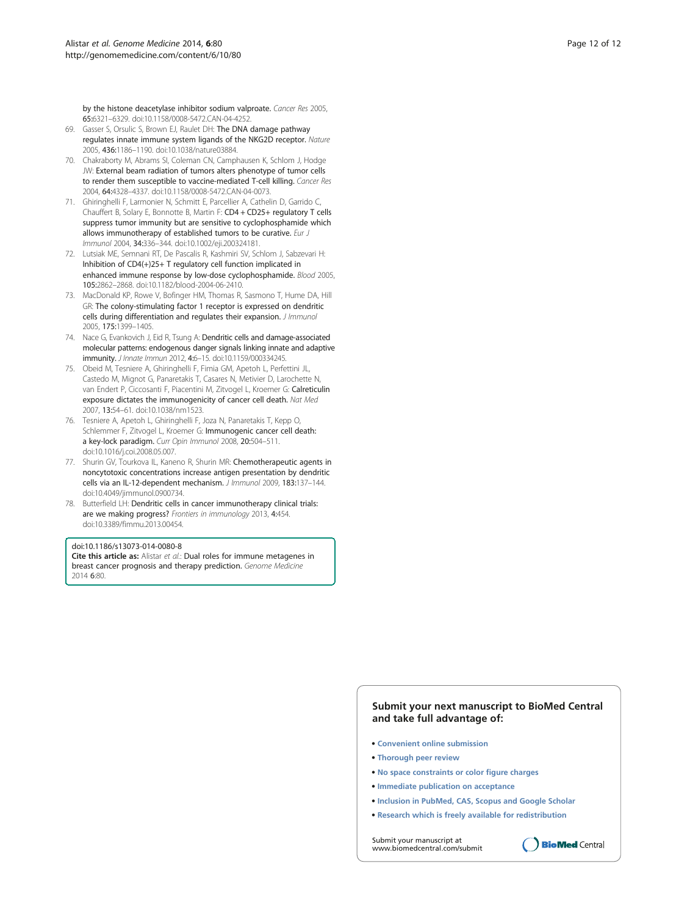by the histone deacetylase inhibitor sodium valproate. *Cancer Res* 2005, **65**:6321–6329. doi:10.1158/0008-5472.CAN-04-4252.

69. Gasser S, Orsulic S, Brown EJ, Raulet DH: **The DNA damage pathway regulates innate immune system ligands of the NKG2D receptor.** *Nature* 2005, **436**:1186–1190. doi:10.1038/nature03884.
70. Chakraborty M, Abrams SI, Coleman CN, Camphausen K, Schlom J, Hodge JW: **External beam radiation of tumors alters phenotype of tumor cells to render them susceptible to vaccine-mediated T-cell killing.** *Cancer Res* 2004, **64**:4328–4337. doi:10.1158/0008-5472.CAN-04-0073.
71. Ghiringhelli F, Larmonier N, Schmitt E, Parcellier A, Cathelin D, Garrido C, Chauffert B, Solary E, Bonnotte B, Martin F: **CD4 + CD25+ regulatory T cells suppress tumor immunity but are sensitive to cyclophosphamide which allows immunotherapy of established tumors to be curative.** *Eur J Immunol* 2004, **34**:336–344. doi:10.1002/eji.200324181.
72. Lutsiak ME, Semnani RT, De Pascalis R, Kashmiri SV, Schlom J, Sabzevari H: **Inhibition of CD4(+)25+ T regulatory cell function implicated in enhanced immune response by low-dose cyclophosphamide.** *Blood* 2005, **105**:2862–2868. doi:10.1182/blood-2004-06-2410.
73. MacDonald KP, Rowe V, Bofinger HM, Thomas R, Sasmono T, Hume DA, Hill GR: **The colony-stimulating factor 1 receptor is expressed on dendritic cells during differentiation and regulates their expansion.** *J Immunol* 2005, **175**:1399–1405.
74. Nace G, Evankovich J, Eid R, Tsung A: **Dendritic cells and damage-associated molecular patterns: endogenous danger signals linking innate and adaptive immunity.** *J Innate Immun* 2012, **4**:6–15. doi:10.1159/000334245.
75. Obeid M, Tesniere A, Ghiringhelli F, Fimia GM, Apetoh L, Perfettini JL, Castedo M, Mignot G, Panaretakis T, Casares N, Metivier D, Larochette N, van Endert P, Ciccosanti F, Piacentini M, Zitvogel L, Kroemer G: **Calreticulin exposure dictates the immunogenicity of cancer cell death.** *Nat Med* 2007, **13**:54–61. doi:10.1038/nm1523.
76. Tesniere A, Apetoh L, Ghiringhelli F, Joza N, Panaretakis T, Kepp O, Schlemmer F, Zitvogel L, Kroemer G: **Immunogenic cancer cell death: a key-lock paradigm.** *Curr Opin Immunol* 2008, **20**:504–511. doi:10.1016/j.coi.2008.05.007.
77. Shurin GV, Tourkova IL, Kaneno R, Shurin MR: **Chemotherapeutic agents in noncytotoxic concentrations increase antigen presentation by dendritic cells via an IL-12-dependent mechanism.** *J Immunol* 2009, **183**:137–144. doi:10.4049/jimmunol.0900734.
78. Butterfield LH: **Dendritic cells in cancer immunotherapy clinical trials: are we making progress?** *Frontiers in immunology* 2013, **4**:454. doi:10.3389/fimmu.2013.00454.

doi:10.1186/s13073-014-0080-8
**Cite this article as:** Alistar *et al.*: Dual roles for immune metagenes in breast cancer prognosis and therapy prediction. *Genome Medicine* 2014 **6**:80.

**Submit your next manuscript to BioMed Central and take full advantage of:**

- **Convenient online submission**
- **Thorough peer review**
- **No space constraints or color figure charges**
- **Immediate publication on acceptance**
- **Inclusion in PubMed, CAS, Scopus and Google Scholar**
- **Research which is freely available for redistribution**

Submit your manuscript at
www.biomedcentral.com/submit

BioMed Central